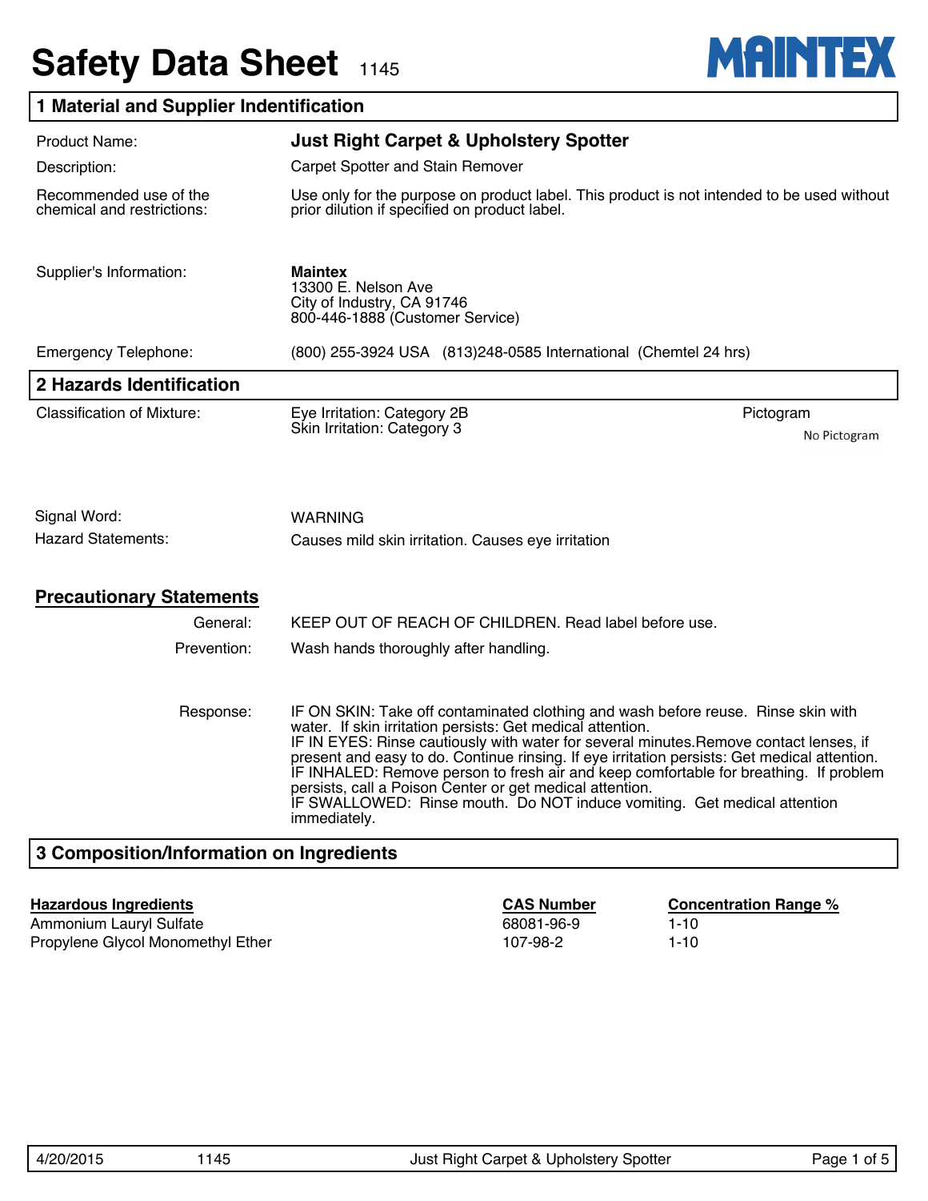# Safety Data Sheet 1145

MAINTEX

## 1 Material and Supplier Indentification

| | |
|---|---|
| Product Name: | **Just Right Carpet & Upholstery Spotter** |
| Description: | Carpet Spotter and Stain Remover |
| Recommended use of the chemical and restrictions: | Use only for the purpose on product label. This product is not intended to be used without prior dilution if specified on product label. |
| Supplier's Information: | **Maintex**<br>13300 E. Nelson Ave<br>City of Industry, CA 91746<br>800-446-1888 (Customer Service) |
| Emergency Telephone: | (800) 255-3924 USA (813)248-0585 International (Chemtel 24 hrs) |

## 2 Hazards Identification

| | | |
|---|---|---|
| Classification of Mixture: | Eye Irritation: Category 2B<br>Skin Irritation: Category 3 | Pictogram<br>No Pictogram |
| Signal Word: | WARNING | |
| Hazard Statements: | Causes mild skin irritation. Causes eye irritation | |

### Precautionary Statements

| | |
|---|---|
| General: | KEEP OUT OF REACH OF CHILDREN. Read label before use. |
| Prevention: | Wash hands thoroughly after handling. |
| Response: | IF ON SKIN: Take off contaminated clothing and wash before reuse. Rinse skin with water. If skin irritation persists: Get medical attention.<br>IF IN EYES: Rinse cautiously with water for several minutes.Remove contact lenses, if present and easy to do. Continue rinsing. If eye irritation persists: Get medical attention.<br>IF INHALED: Remove person to fresh air and keep comfortable for breathing. If problem persists, call a Poison Center or get medical attention.<br>IF SWALLOWED: Rinse mouth. Do NOT induce vomiting. Get medical attention immediately. |

## 3 Composition/Information on Ingredients

| Hazardous Ingredients | CAS Number | Concentration Range % |
|---|---|---|
| Ammonium Lauryl Sulfate | 68081-96-9 | 1-10 |
| Propylene Glycol Monomethyl Ether | 107-98-2 | 1-10 |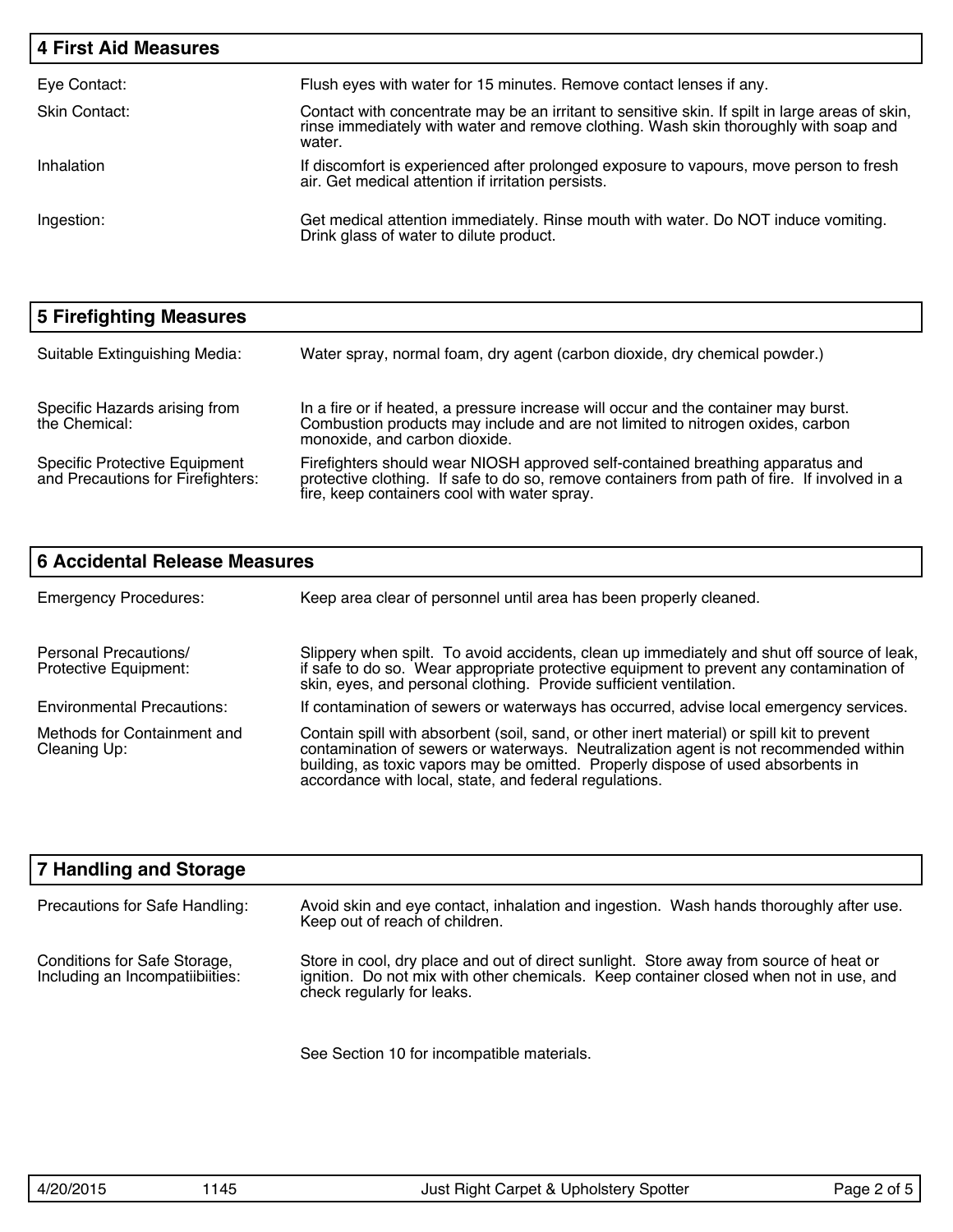## 4 First Aid Measures

| | |
|---|---|
| Eye Contact: | Flush eyes with water for 15 minutes. Remove contact lenses if any. |
| Skin Contact: | Contact with concentrate may be an irritant to sensitive skin. If spilt in large areas of skin, rinse immediately with water and remove clothing. Wash skin thoroughly with soap and water. |
| Inhalation | If discomfort is experienced after prolonged exposure to vapours, move person to fresh air. Get medical attention if irritation persists. |
| Ingestion: | Get medical attention immediately. Rinse mouth with water. Do NOT induce vomiting. Drink glass of water to dilute product. |

## 5 Firefighting Measures

| | |
|---|---|
| Suitable Extinguishing Media: | Water spray, normal foam, dry agent (carbon dioxide, dry chemical powder.) |
| Specific Hazards arising from the Chemical: | In a fire or if heated, a pressure increase will occur and the container may burst. Combustion products may include and are not limited to nitrogen oxides, carbon monoxide, and carbon dioxide. |
| Specific Protective Equipment and Precautions for Firefighters: | Firefighters should wear NIOSH approved self-contained breathing apparatus and protective clothing. If safe to do so, remove containers from path of fire. If involved in a fire, keep containers cool with water spray. |

## 6 Accidental Release Measures

| | |
|---|---|
| Emergency Procedures: | Keep area clear of personnel until area has been properly cleaned. |
| Personal Precautions/ Protective Equipment: | Slippery when spilt. To avoid accidents, clean up immediately and shut off source of leak, if safe to do so. Wear appropriate protective equipment to prevent any contamination of skin, eyes, and personal clothing. Provide sufficient ventilation. |
| Environmental Precautions: | If contamination of sewers or waterways has occurred, advise local emergency services. |
| Methods for Containment and Cleaning Up: | Contain spill with absorbent (soil, sand, or other inert material) or spill kit to prevent contamination of sewers or waterways. Neutralization agent is not recommended within building, as toxic vapors may be omitted. Properly dispose of used absorbents in accordance with local, state, and federal regulations. |

## 7 Handling and Storage

| | |
|---|---|
| Precautions for Safe Handling: | Avoid skin and eye contact, inhalation and ingestion. Wash hands thoroughly after use. Keep out of reach of children. |
| Conditions for Safe Storage, Including an Incompatiibiities: | Store in cool, dry place and out of direct sunlight. Store away from source of heat or ignition. Do not mix with other chemicals. Keep container closed when not in use, and check regularly for leaks.<br><br>See Section 10 for incompatible materials. |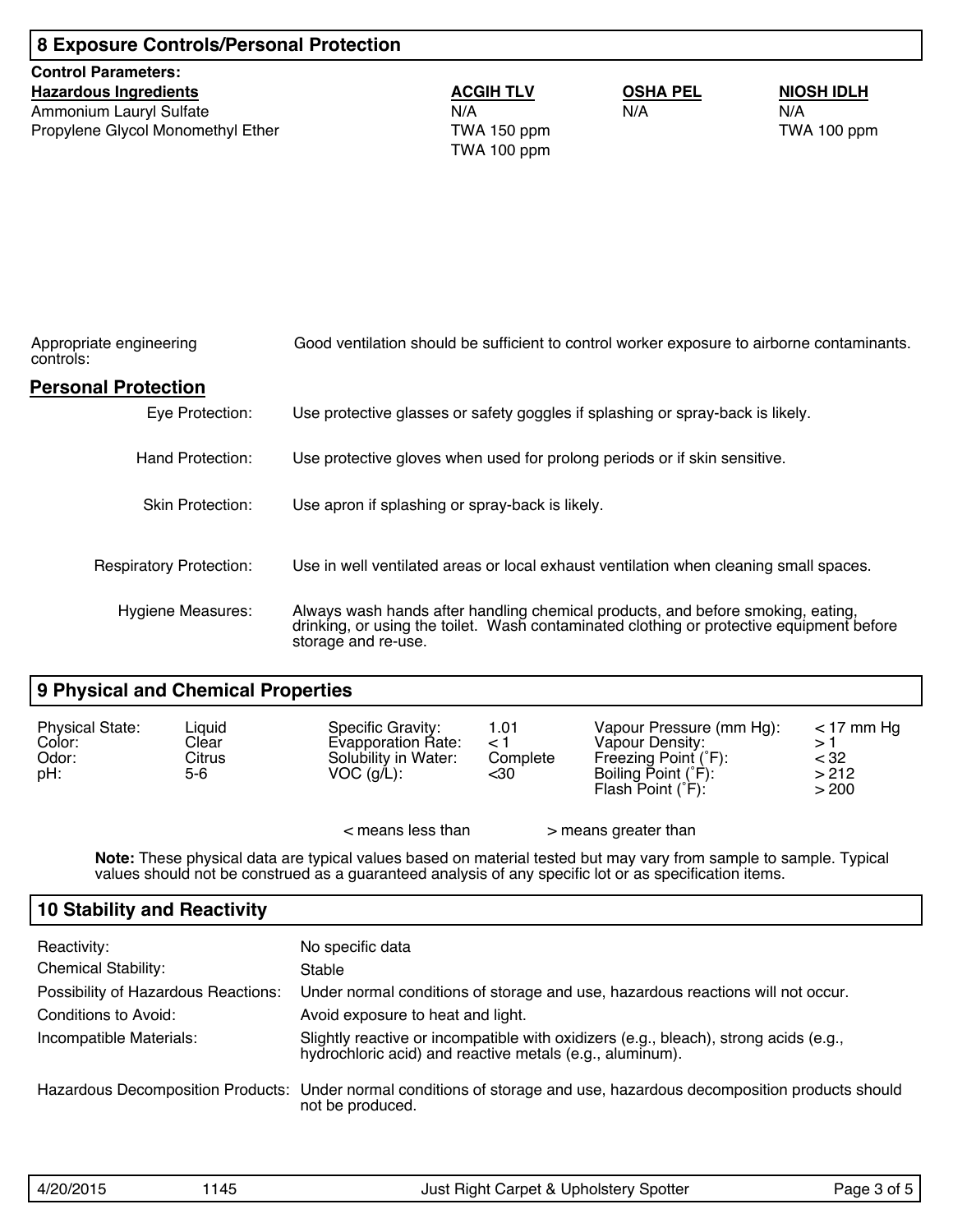## 8 Exposure Controls/Personal Protection

**Control Parameters:**

| Hazardous Ingredients | ACGIH TLV | OSHA PEL | NIOSH IDLH |
| --- | --- | --- | --- |
| Ammonium Lauryl Sulfate | N/A | N/A | N/A |
| Propylene Glycol Monomethyl Ether | TWA 150 ppm<br>TWA 100 ppm | | TWA 100 ppm |

Appropriate engineering controls: Good ventilation should be sufficient to control worker exposure to airborne contaminants.

### Personal Protection

Eye Protection: Use protective glasses or safety goggles if splashing or spray-back is likely.

Hand Protection: Use protective gloves when used for prolong periods or if skin sensitive.

Skin Protection: Use apron if splashing or spray-back is likely.

Respiratory Protection: Use in well ventilated areas or local exhaust ventilation when cleaning small spaces.

Hygiene Measures: Always wash hands after handling chemical products, and before smoking, eating, drinking, or using the toilet. Wash contaminated clothing or protective equipment before storage and re-use.

## 9 Physical and Chemical Properties

| | | | | | |
| --- | --- | --- | --- | --- | --- |
| Physical State: | Liquid | Specific Gravity: | 1.01 | Vapour Pressure (mm Hg): | < 17 mm Hg |
| Color: | Clear | Evapporation Rate: | < 1 | Vapour Density: | > 1 |
| Odor: | Citrus | Solubility in Water: | Complete | Freezing Point (˚F): | < 32 |
| pH: | 5-6 | VOC (g/L): | <30 | Boiling Point (˚F): | > 212 |
| | | | | Flash Point (˚F): | > 200 |

< means less than  > means greater than

**Note:** These physical data are typical values based on material tested but may vary from sample to sample. Typical values should not be construed as a guaranteed analysis of any specific lot or as specification items.

## 10 Stability and Reactivity

Reactivity: No specific data

Chemical Stability: Stable

Possibility of Hazardous Reactions: Under normal conditions of storage and use, hazardous reactions will not occur.

Conditions to Avoid: Avoid exposure to heat and light.

Incompatible Materials: Slightly reactive or incompatible with oxidizers (e.g., bleach), strong acids (e.g., hydrochloric acid) and reactive metals (e.g., aluminum).

Hazardous Decomposition Products: Under normal conditions of storage and use, hazardous decomposition products should not be produced.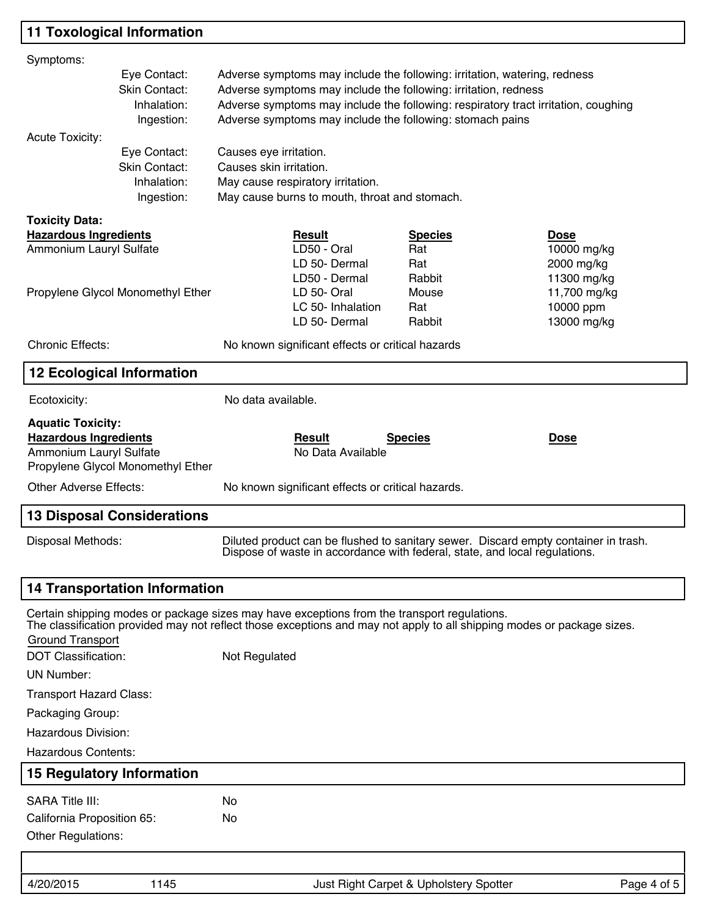## 11 Toxological Information

Symptoms:

| | |
|---|---|
| Eye Contact: | Adverse symptoms may include the following: irritation, watering, redness |
| Skin Contact: | Adverse symptoms may include the following: irritation, redness |
| Inhalation: | Adverse symptoms may include the following: respiratory tract irritation, coughing |
| Ingestion: | Adverse symptoms may include the following: stomach pains |

Acute Toxicity:

| | |
|---|---|
| Eye Contact: | Causes eye irritation. |
| Skin Contact: | Causes skin irritation. |
| Inhalation: | May cause respiratory irritation. |
| Ingestion: | May cause burns to mouth, throat and stomach. |

**Toxicity Data:**

| Hazardous Ingredients | Result | Species | Dose |
|---|---|---|---|
| Ammonium Lauryl Sulfate | LD50 - Oral | Rat | 10000 mg/kg |
| | LD 50- Dermal | Rat | 2000 mg/kg |
| | LD50 - Dermal | Rabbit | 11300 mg/kg |
| Propylene Glycol Monomethyl Ether | LD 50- Oral | Mouse | 11,700 mg/kg |
| | LC 50- Inhalation | Rat | 10000 ppm |
| | LD 50- Dermal | Rabbit | 13000 mg/kg |

Chronic Effects: No known significant effects or critical hazards

## 12 Ecological Information

Ecotoxicity: No data available.

**Aquatic Toxicity:**

| Hazardous Ingredients | Result | Species | Dose |
|---|---|---|---|
| Ammonium Lauryl Sulfate | No Data Available | | |
| Propylene Glycol Monomethyl Ether | | | |

Other Adverse Effects: No known significant effects or critical hazards.

## 13 Disposal Considerations

Disposal Methods: Diluted product can be flushed to sanitary sewer. Discard empty container in trash. Dispose of waste in accordance with federal, state, and local regulations.

## 14 Transportation Information

Certain shipping modes or package sizes may have exceptions from the transport regulations.
The classification provided may not reflect those exceptions and may not apply to all shipping modes or package sizes.

Ground Transport

DOT Classification: Not Regulated

UN Number:

Transport Hazard Class:

Packaging Group:

Hazardous Division:

Hazardous Contents:

## 15 Regulatory Information

SARA Title III: No

California Proposition 65: No

Other Regulations:

4/20/2015 1145 Just Right Carpet & Upholstery Spotter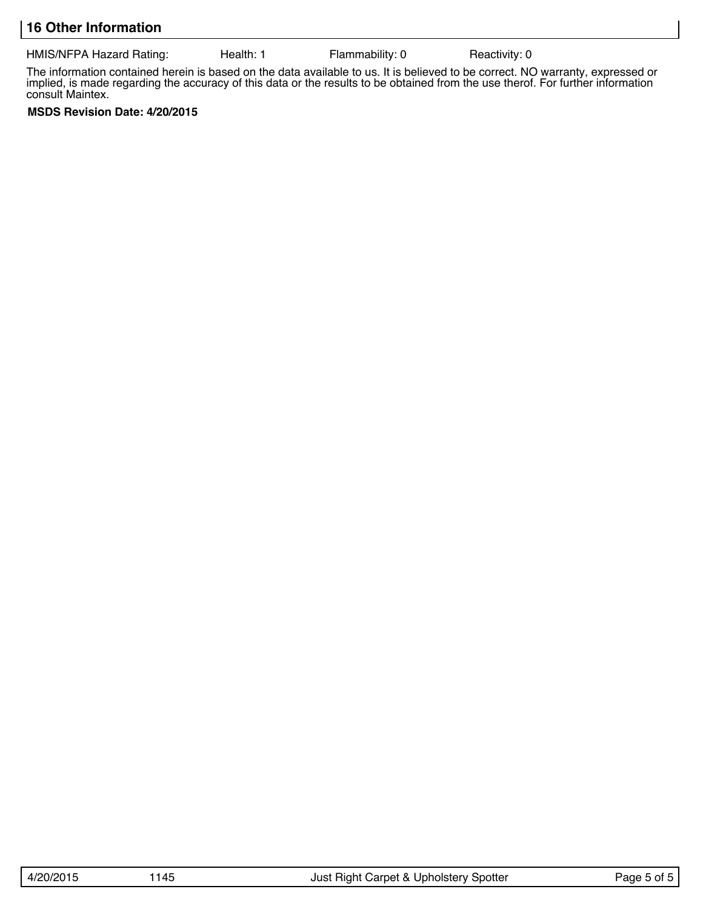## 16 Other Information

HMIS/NFPA Hazard Rating: Health: 1 Flammability: 0 Reactivity: 0

The information contained herein is based on the data available to us. It is believed to be correct. NO warranty, expressed or implied, is made regarding the accuracy of this data or the results to be obtained from the use therof. For further information consult Maintex.

**MSDS Revision Date: 4/20/2015**